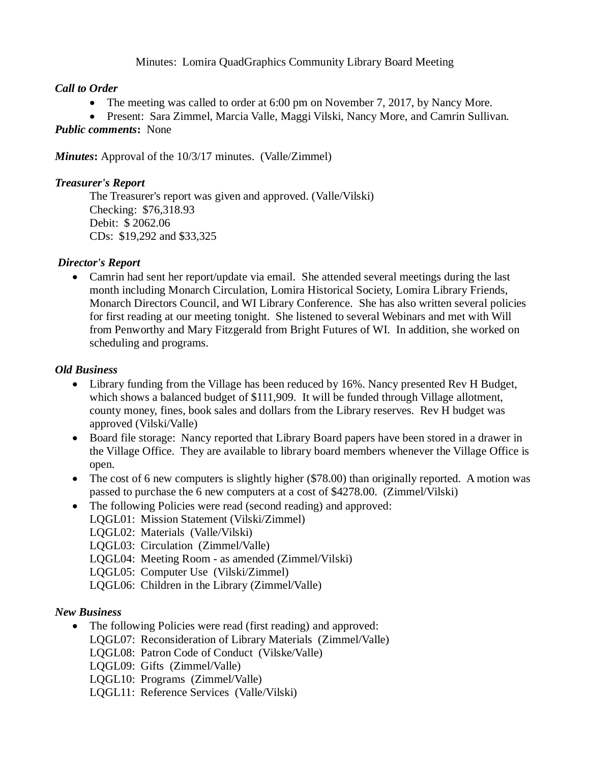Minutes: Lomira QuadGraphics Community Library Board Meeting

***Call to Order***

- The meeting was called to order at 6:00 pm on November 7, 2017, by Nancy More.
- Present: Sara Zimmel, Marcia Valle, Maggi Vilski, Nancy More, and Camrin Sullivan.

***Public comments*:** None

***Minutes*:** Approval of the 10/3/17 minutes. (Valle/Zimmel)

***Treasurer's Report***

The Treasurer's report was given and approved. (Valle/Vilski)
Checking: $76,318.93
Debit: $ 2062.06
CDs: $19,292 and $33,325

***Director's Report***

- Camrin had sent her report/update via email. She attended several meetings during the last month including Monarch Circulation, Lomira Historical Society, Lomira Library Friends, Monarch Directors Council, and WI Library Conference. She has also written several policies for first reading at our meeting tonight. She listened to several Webinars and met with Will from Penworthy and Mary Fitzgerald from Bright Futures of WI. In addition, she worked on scheduling and programs.

***Old Business***

- Library funding from the Village has been reduced by 16%. Nancy presented Rev H Budget, which shows a balanced budget of $111,909. It will be funded through Village allotment, county money, fines, book sales and dollars from the Library reserves. Rev H budget was approved (Vilski/Valle)
- Board file storage: Nancy reported that Library Board papers have been stored in a drawer in the Village Office. They are available to library board members whenever the Village Office is open.
- The cost of 6 new computers is slightly higher ($78.00) than originally reported. A motion was passed to purchase the 6 new computers at a cost of $4278.00. (Zimmel/Vilski)
- The following Policies were read (second reading) and approved:
  LQGL01: Mission Statement (Vilski/Zimmel)
  LQGL02: Materials (Valle/Vilski)
  LQGL03: Circulation (Zimmel/Valle)
  LQGL04: Meeting Room - as amended (Zimmel/Vilski)
  LQGL05: Computer Use (Vilski/Zimmel)
  LQGL06: Children in the Library (Zimmel/Valle)

***New Business***

- The following Policies were read (first reading) and approved:
  LQGL07: Reconsideration of Library Materials (Zimmel/Valle)
  LQGL08: Patron Code of Conduct (Vilske/Valle)
  LQGL09: Gifts (Zimmel/Valle)
  LQGL10: Programs (Zimmel/Valle)
  LQGL11: Reference Services (Valle/Vilski)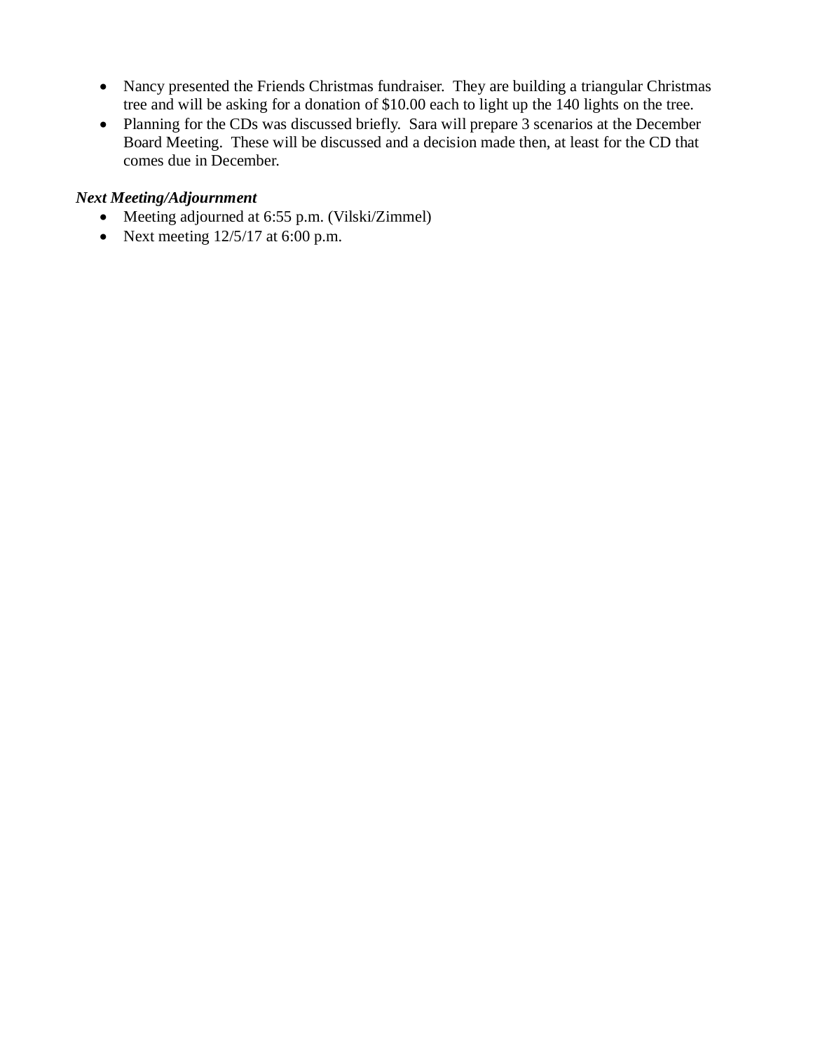- Nancy presented the Friends Christmas fundraiser. They are building a triangular Christmas tree and will be asking for a donation of $10.00 each to light up the 140 lights on the tree.
- Planning for the CDs was discussed briefly. Sara will prepare 3 scenarios at the December Board Meeting. These will be discussed and a decision made then, at least for the CD that comes due in December.

***Next Meeting/Adjournment***

- Meeting adjourned at 6:55 p.m. (Vilski/Zimmel)
- Next meeting 12/5/17 at 6:00 p.m.